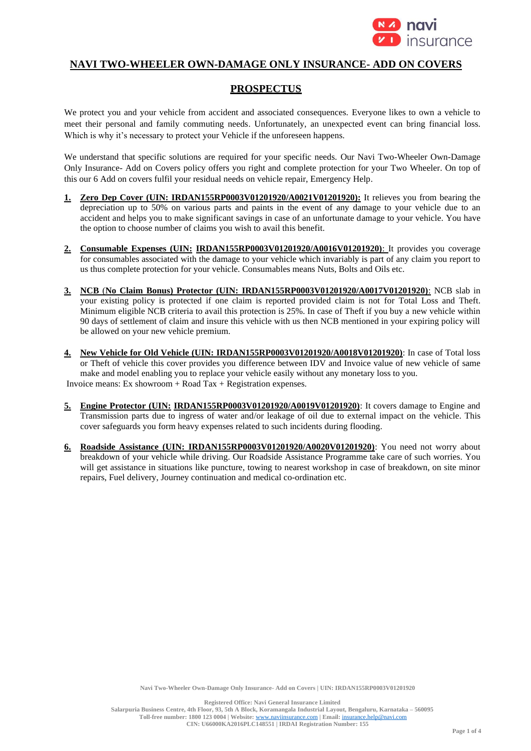# NAVI TWO-WHEELER OWN-DAMAGE ONLY INSURANCE- ADD ON COVERS

## PROSPECTUS

We protect you and your vehicle from accident and associated consequences. Everyone likes to own a vehicle to meet their personal and family commuting needs. Unfortunately, an unexpected event can bring financial loss. Which is why it's necessary to protect your Vehicle if the unforeseen happens.

We understand that specific solutions are required for your specific needs. Our Navi Two-Wheeler Own-Damage Only Insurance- Add on Covers policy offers you right and complete protection for your Two Wheeler. On top of this our 6 Add on covers fulfil your residual needs on vehicle repair, Emergency Help.

1. **Zero Dep Cover (UIN: IRDAN155RP0003V01201920/A0021V01201920):** It relieves you from bearing the depreciation up to 50% on various parts and paints in the event of any damage to your vehicle due to an accident and helps you to make significant savings in case of an unfortunate damage to your vehicle. You have the option to choose number of claims you wish to avail this benefit.

2. **Consumable Expenses (UIN: IRDAN155RP0003V01201920/A0016V01201920)**: It provides you coverage for consumables associated with the damage to your vehicle which invariably is part of any claim you report to us thus complete protection for your vehicle. Consumables means Nuts, Bolts and Oils etc.

3. **NCB (No Claim Bonus) Protector (UIN: IRDAN155RP0003V01201920/A0017V01201920)**: NCB slab in your existing policy is protected if one claim is reported provided claim is not for Total Loss and Theft. Minimum eligible NCB criteria to avail this protection is 25%. In case of Theft if you buy a new vehicle within 90 days of settlement of claim and insure this vehicle with us then NCB mentioned in your expiring policy will be allowed on your new vehicle premium.

4. **New Vehicle for Old Vehicle (UIN: IRDAN155RP0003V01201920/A0018V01201920)**: In case of Total loss or Theft of vehicle this cover provides you difference between IDV and Invoice value of new vehicle of same make and model enabling you to replace your vehicle easily without any monetary loss to you.

Invoice means: Ex showroom + Road Tax + Registration expenses.

5. **Engine Protector (UIN: IRDAN155RP0003V01201920/A0019V01201920)**: It covers damage to Engine and Transmission parts due to ingress of water and/or leakage of oil due to external impact on the vehicle. This cover safeguards you form heavy expenses related to such incidents during flooding.

6. **Roadside Assistance (UIN: IRDAN155RP0003V01201920/A0020V01201920)**: You need not worry about breakdown of your vehicle while driving. Our Roadside Assistance Programme take care of such worries. You will get assistance in situations like puncture, towing to nearest workshop in case of breakdown, on site minor repairs, Fuel delivery, Journey continuation and medical co-ordination etc.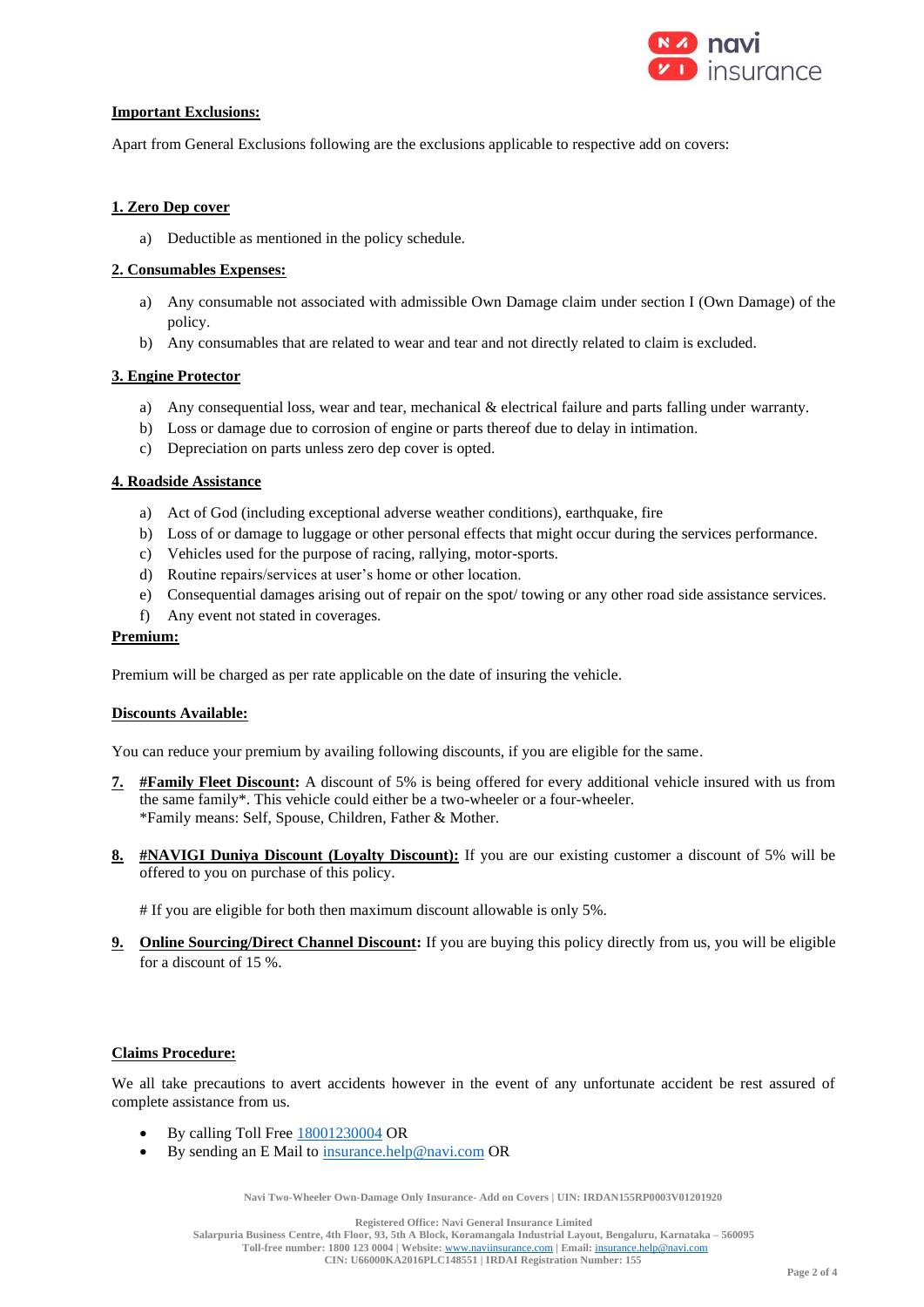**Important Exclusions:**

Apart from General Exclusions following are the exclusions applicable to respective add on covers:

**1. Zero Dep cover**

a) Deductible as mentioned in the policy schedule.

**2. Consumables Expenses:**

a) Any consumable not associated with admissible Own Damage claim under section I (Own Damage) of the policy.
b) Any consumables that are related to wear and tear and not directly related to claim is excluded.

**3. Engine Protector**

a) Any consequential loss, wear and tear, mechanical & electrical failure and parts falling under warranty.
b) Loss or damage due to corrosion of engine or parts thereof due to delay in intimation.
c) Depreciation on parts unless zero dep cover is opted.

**4. Roadside Assistance**

a) Act of God (including exceptional adverse weather conditions), earthquake, fire
b) Loss of or damage to luggage or other personal effects that might occur during the services performance.
c) Vehicles used for the purpose of racing, rallying, motor-sports.
d) Routine repairs/services at user's home or other location.
e) Consequential damages arising out of repair on the spot/ towing or any other road side assistance services.
f) Any event not stated in coverages.

**Premium:**

Premium will be charged as per rate applicable on the date of insuring the vehicle.

**Discounts Available:**

You can reduce your premium by availing following discounts, if you are eligible for the same.

7. **#Family Fleet Discount:** A discount of 5% is being offered for every additional vehicle insured with us from the same family*. This vehicle could either be a two-wheeler or a four-wheeler.
   *Family means: Self, Spouse, Children, Father & Mother.

8. **#NAVIGI Duniya Discount (Loyalty Discount):** If you are our existing customer a discount of 5% will be offered to you on purchase of this policy.

   # If you are eligible for both then maximum discount allowable is only 5%.

9. **Online Sourcing/Direct Channel Discount:** If you are buying this policy directly from us, you will be eligible for a discount of 15 %.

**Claims Procedure:**

We all take precautions to avert accidents however in the event of any unfortunate accident be rest assured of complete assistance from us.

- By calling Toll Free 18001230004 OR
- By sending an E Mail to insurance.help@navi.com OR

Navi Two-Wheeler Own-Damage Only Insurance- Add on Covers | UIN: IRDAN155RP0003V01201920

Registered Office: Navi General Insurance Limited
Salarpuria Business Centre, 4th Floor, 93, 5th A Block, Koramangala Industrial Layout, Bengaluru, Karnataka – 560095
Toll-free number: 1800 123 0004 | Website: www.naviinsurance.com | Email: insurance.help@navi.com
CIN: U66000KA2016PLC148551 | IRDAI Registration Number: 155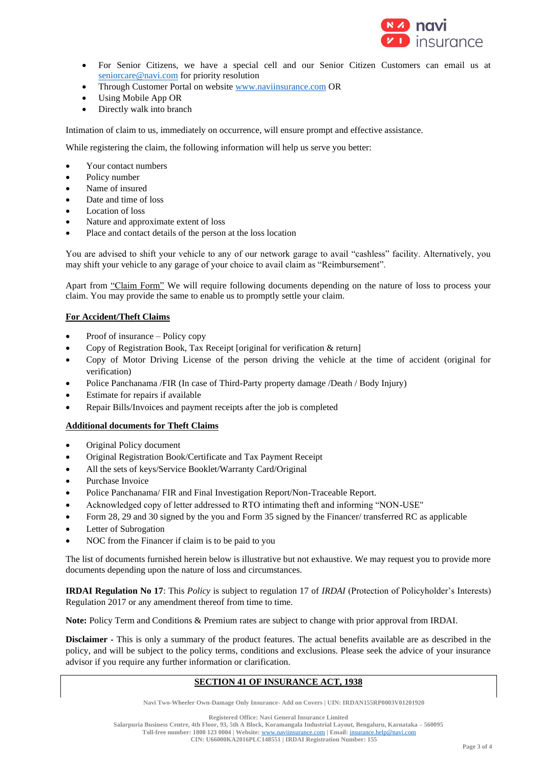- For Senior Citizens, we have a special cell and our Senior Citizen Customers can email us at seniorcare@navi.com for priority resolution
- Through Customer Portal on website www.naviinsurance.com OR
- Using Mobile App OR
- Directly walk into branch

Intimation of claim to us, immediately on occurrence, will ensure prompt and effective assistance.

While registering the claim, the following information will help us serve you better:

- Your contact numbers
- Policy number
- Name of insured
- Date and time of loss
- Location of loss
- Nature and approximate extent of loss
- Place and contact details of the person at the loss location

You are advised to shift your vehicle to any of our network garage to avail "cashless" facility. Alternatively, you may shift your vehicle to any garage of your choice to avail claim as "Reimbursement".

Apart from "Claim Form" We will require following documents depending on the nature of loss to process your claim. You may provide the same to enable us to promptly settle your claim.

**For Accident/Theft Claims**

- Proof of insurance – Policy copy
- Copy of Registration Book, Tax Receipt [original for verification & return]
- Copy of Motor Driving License of the person driving the vehicle at the time of accident (original for verification)
- Police Panchanama /FIR (In case of Third-Party property damage /Death / Body Injury)
- Estimate for repairs if available
- Repair Bills/Invoices and payment receipts after the job is completed

**Additional documents for Theft Claims**

- Original Policy document
- Original Registration Book/Certificate and Tax Payment Receipt
- All the sets of keys/Service Booklet/Warranty Card/Original
- Purchase Invoice
- Police Panchanama/ FIR and Final Investigation Report/Non-Traceable Report.
- Acknowledged copy of letter addressed to RTO intimating theft and informing "NON-USE"
- Form 28, 29 and 30 signed by the you and Form 35 signed by the Financer/ transferred RC as applicable
- Letter of Subrogation
- NOC from the Financer if claim is to be paid to you

The list of documents furnished herein below is illustrative but not exhaustive. We may request you to provide more documents depending upon the nature of loss and circumstances.

**IRDAI Regulation No 17**: This *Policy* is subject to regulation 17 of *IRDAI* (Protection of Policyholder's Interests) Regulation 2017 or any amendment thereof from time to time.

**Note:** Policy Term and Conditions & Premium rates are subject to change with prior approval from IRDAI.

**Disclaimer -** This is only a summary of the product features. The actual benefits available are as described in the policy, and will be subject to the policy terms, conditions and exclusions. Please seek the advice of your insurance advisor if you require any further information or clarification.

**SECTION 41 OF INSURANCE ACT, 1938**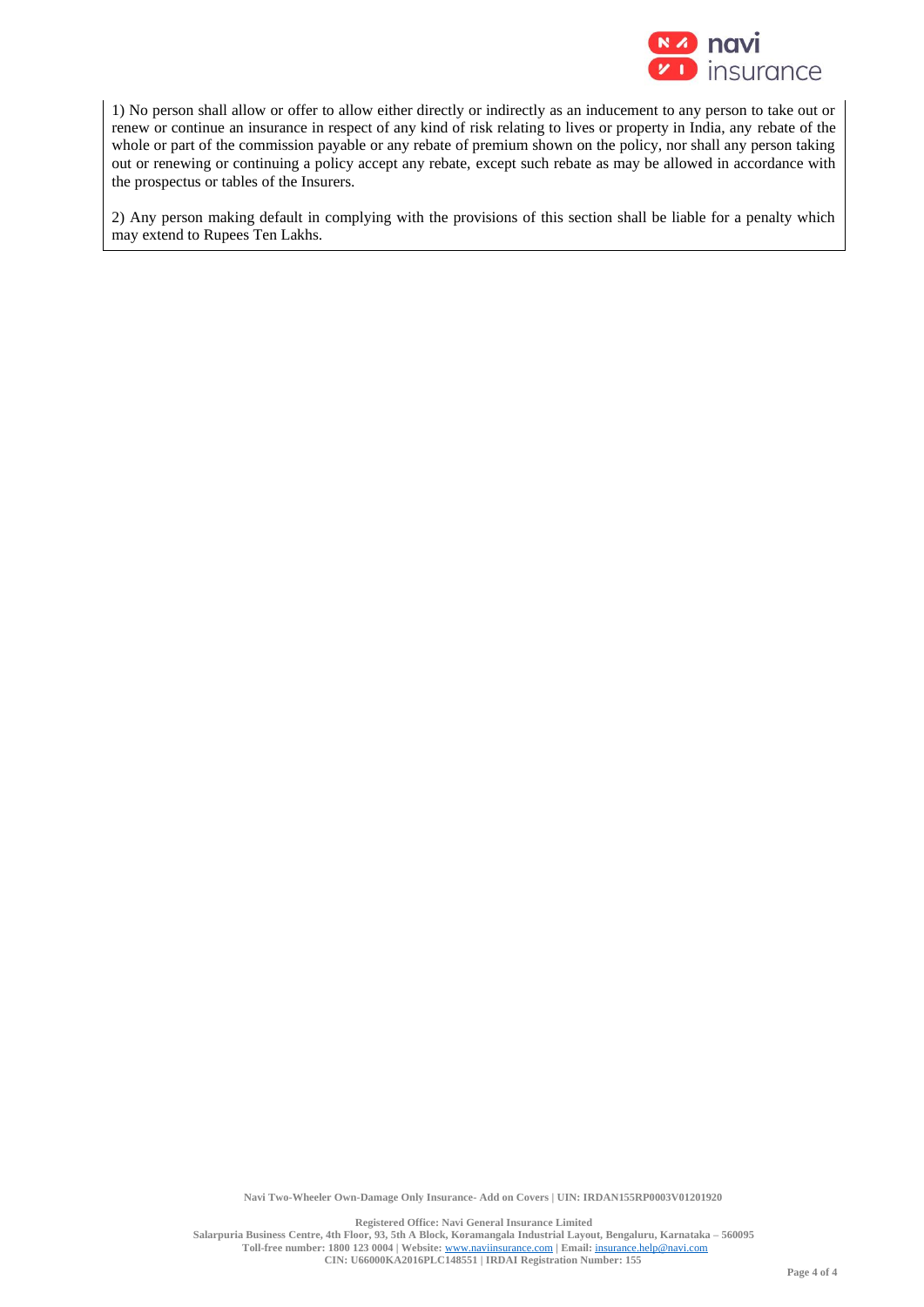1) No person shall allow or offer to allow either directly or indirectly as an inducement to any person to take out or renew or continue an insurance in respect of any kind of risk relating to lives or property in India, any rebate of the whole or part of the commission payable or any rebate of premium shown on the policy, nor shall any person taking out or renewing or continuing a policy accept any rebate, except such rebate as may be allowed in accordance with the prospectus or tables of the Insurers.

2) Any person making default in complying with the provisions of this section shall be liable for a penalty which may extend to Rupees Ten Lakhs.